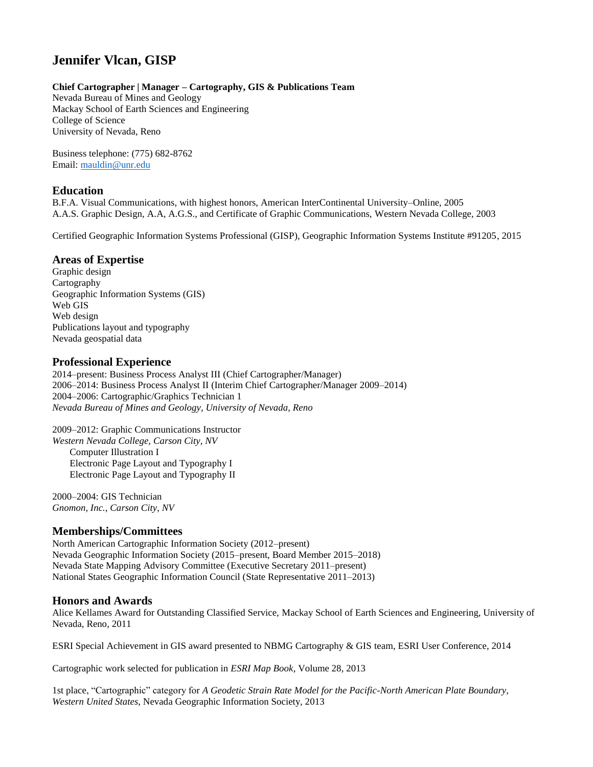# Jennifer Vlcan, GISP

**Chief Cartographer | Manager – Cartography, GIS & Publications Team**
Nevada Bureau of Mines and Geology
Mackay School of Earth Sciences and Engineering
College of Science
University of Nevada, Reno

Business telephone: (775) 682-8762
Email: [mauldin@unr.edu](mailto:mauldin@unr.edu)

## Education

B.F.A. Visual Communications, with highest honors, American InterContinental University–Online, 2005
A.A.S. Graphic Design, A.A, A.G.S., and Certificate of Graphic Communications, Western Nevada College, 2003

Certified Geographic Information Systems Professional (GISP), Geographic Information Systems Institute #91205, 2015

## Areas of Expertise

Graphic design
Cartography
Geographic Information Systems (GIS)
Web GIS
Web design
Publications layout and typography
Nevada geospatial data

## Professional Experience

2014–present: Business Process Analyst III (Chief Cartographer/Manager)
2006–2014: Business Process Analyst II (Interim Chief Cartographer/Manager 2009–2014)
2004–2006: Cartographic/Graphics Technician 1
*Nevada Bureau of Mines and Geology, University of Nevada, Reno*

2009–2012: Graphic Communications Instructor
*Western Nevada College, Carson City, NV*

- Computer Illustration I
- Electronic Page Layout and Typography I
- Electronic Page Layout and Typography II

2000–2004: GIS Technician
*Gnomon, Inc., Carson City, NV*

## Memberships/Committees

North American Cartographic Information Society (2012–present)
Nevada Geographic Information Society (2015–present, Board Member 2015–2018)
Nevada State Mapping Advisory Committee (Executive Secretary 2011–present)
National States Geographic Information Council (State Representative 2011–2013)

## Honors and Awards

Alice Kellames Award for Outstanding Classified Service, Mackay School of Earth Sciences and Engineering, University of Nevada, Reno, 2011

ESRI Special Achievement in GIS award presented to NBMG Cartography & GIS team, ESRI User Conference, 2014

Cartographic work selected for publication in *ESRI Map Book*, Volume 28, 2013

1st place, "Cartographic" category for *A Geodetic Strain Rate Model for the Pacific-North American Plate Boundary, Western United States*, Nevada Geographic Information Society, 2013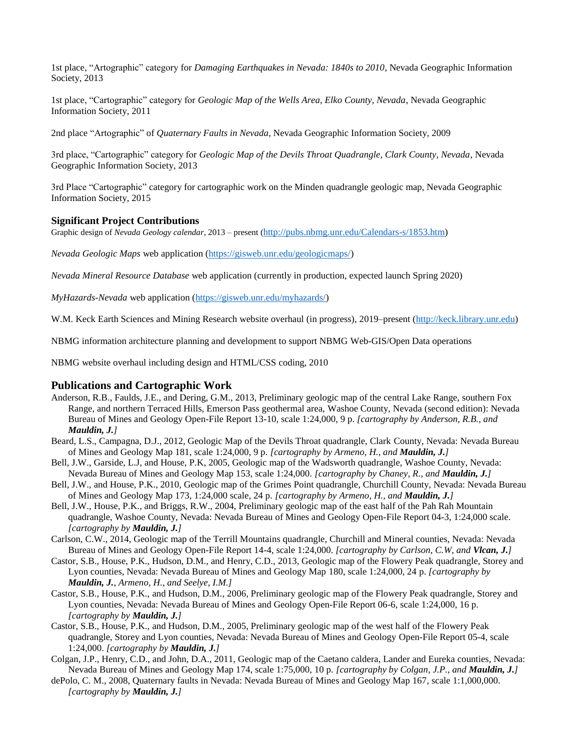1st place, "Artographic" category for *Damaging Earthquakes in Nevada: 1840s to 2010*, Nevada Geographic Information Society, 2013

1st place, "Cartographic" category for *Geologic Map of the Wells Area, Elko County, Nevada*, Nevada Geographic Information Society, 2011

2nd place "Artographic" of *Quaternary Faults in Nevada*, Nevada Geographic Information Society, 2009

3rd place, "Cartographic" category for *Geologic Map of the Devils Throat Quadrangle, Clark County, Nevada*, Nevada Geographic Information Society, 2013

3rd Place "Cartographic" category for cartographic work on the Minden quadrangle geologic map, Nevada Geographic Information Society, 2015

### Significant Project Contributions

Graphic design of *Nevada Geology calendar*, 2013 – present (http://pubs.nbmg.unr.edu/Calendars-s/1853.htm)

*Nevada Geologic Maps* web application (https://gisweb.unr.edu/geologicmaps/)

*Nevada Mineral Resource Database* web application (currently in production, expected launch Spring 2020)

*MyHazards-Nevada* web application (https://gisweb.unr.edu/myhazards/)

W.M. Keck Earth Sciences and Mining Research website overhaul (in progress), 2019–present (http://keck.library.unr.edu)

NBMG information architecture planning and development to support NBMG Web-GIS/Open Data operations

NBMG website overhaul including design and HTML/CSS coding, 2010

## Publications and Cartographic Work

Anderson, R.B., Faulds, J.E., and Dering, G.M., 2013, Preliminary geologic map of the central Lake Range, southern Fox Range, and northern Terraced Hills, Emerson Pass geothermal area, Washoe County, Nevada (second edition): Nevada Bureau of Mines and Geology Open-File Report 13-10, scale 1:24,000, 9 p. *[cartography by Anderson, R.B., and **Mauldin, J.**]*

Beard, L.S., Campagna, D.J., 2012, Geologic Map of the Devils Throat quadrangle, Clark County, Nevada: Nevada Bureau of Mines and Geology Map 181, scale 1:24,000, 9 p. *[cartography by Armeno, H., and **Mauldin, J.**]*

Bell, J.W., Garside, L.J, and House, P.K, 2005, Geologic map of the Wadsworth quadrangle, Washoe County, Nevada: Nevada Bureau of Mines and Geology Map 153, scale 1:24,000. *[cartography by Chaney, R., and **Mauldin, J.**]*

Bell, J.W., and House, P.K., 2010, Geologic map of the Grimes Point quadrangle, Churchill County, Nevada: Nevada Bureau of Mines and Geology Map 173, 1:24,000 scale, 24 p. *[cartography by Armeno, H., and **Mauldin, J.**]*

Bell, J.W., House, P.K., and Briggs, R.W., 2004, Preliminary geologic map of the east half of the Pah Rah Mountain quadrangle, Washoe County, Nevada: Nevada Bureau of Mines and Geology Open-File Report 04-3, 1:24,000 scale. *[cartography by **Mauldin, J.**]*

Carlson, C.W., 2014, Geologic map of the Terrill Mountains quadrangle, Churchill and Mineral counties, Nevada: Nevada Bureau of Mines and Geology Open-File Report 14-4, scale 1:24,000. *[cartography by Carlson, C.W, and **Vlcan, J.**]*

Castor, S.B., House, P.K., Hudson, D.M., and Henry, C.D., 2013, Geologic map of the Flowery Peak quadrangle, Storey and Lyon counties, Nevada: Nevada Bureau of Mines and Geology Map 180, scale 1:24,000, 24 p. *[cartography by **Mauldin, J.**, Armeno, H., and Seelye, I.M.]*

Castor, S.B., House, P.K., and Hudson, D.M., 2006, Preliminary geologic map of the Flowery Peak quadrangle, Storey and Lyon counties, Nevada: Nevada Bureau of Mines and Geology Open-File Report 06-6, scale 1:24,000, 16 p. *[cartography by **Mauldin, J.**]*

Castor, S.B., House, P.K., and Hudson, D.M., 2005, Preliminary geologic map of the west half of the Flowery Peak quadrangle, Storey and Lyon counties, Nevada: Nevada Bureau of Mines and Geology Open-File Report 05-4, scale 1:24,000. *[cartography by **Mauldin, J.**]*

Colgan, J.P., Henry, C.D., and John, D.A., 2011, Geologic map of the Caetano caldera, Lander and Eureka counties, Nevada: Nevada Bureau of Mines and Geology Map 174, scale 1:75,000, 10 p. *[cartography by Colgan, J.P., and **Mauldin, J.**]*

dePolo, C. M., 2008, Quaternary faults in Nevada: Nevada Bureau of Mines and Geology Map 167, scale 1:1,000,000. *[cartography by **Mauldin, J.**]*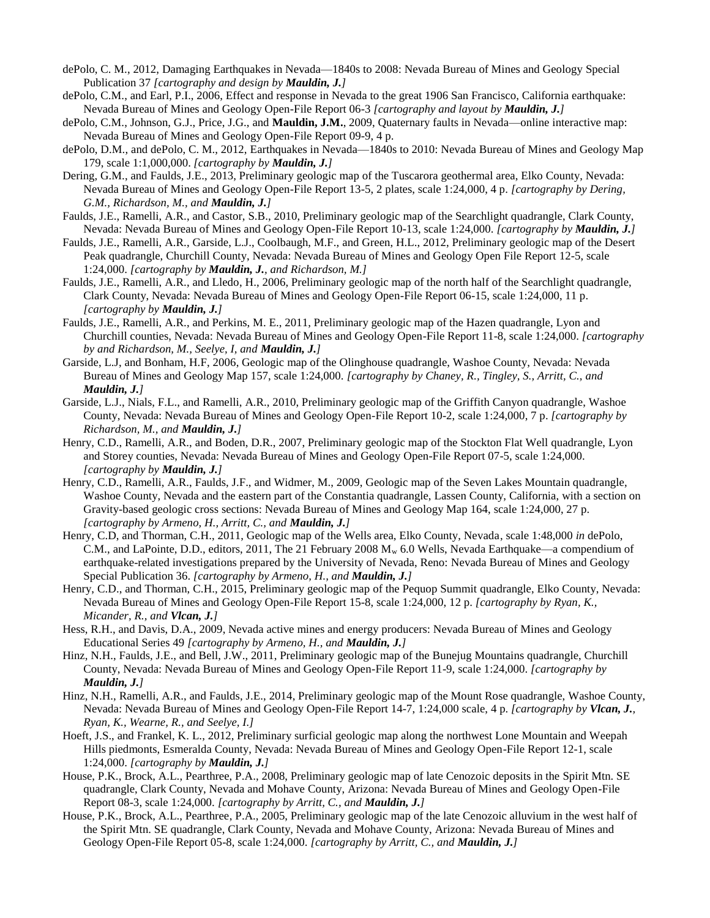dePolo, C. M., 2012, Damaging Earthquakes in Nevada—1840s to 2008: Nevada Bureau of Mines and Geology Special Publication 37 *[cartography and design by **Mauldin, J.**]*

dePolo, C.M., and Earl, P.I., 2006, Effect and response in Nevada to the great 1906 San Francisco, California earthquake: Nevada Bureau of Mines and Geology Open-File Report 06-3 *[cartography and layout by **Mauldin, J.**]*

dePolo, C.M., Johnson, G.J., Price, J.G., and **Mauldin, J.M.**, 2009, Quaternary faults in Nevada—online interactive map: Nevada Bureau of Mines and Geology Open-File Report 09-9, 4 p.

dePolo, D.M., and dePolo, C. M., 2012, Earthquakes in Nevada—1840s to 2010: Nevada Bureau of Mines and Geology Map 179, scale 1:1,000,000. *[cartography by **Mauldin, J.**]*

Dering, G.M., and Faulds, J.E., 2013, Preliminary geologic map of the Tuscarora geothermal area, Elko County, Nevada: Nevada Bureau of Mines and Geology Open-File Report 13-5, 2 plates, scale 1:24,000, 4 p. *[cartography by Dering, G.M., Richardson, M., and **Mauldin, J.**]*

Faulds, J.E., Ramelli, A.R., and Castor, S.B., 2010, Preliminary geologic map of the Searchlight quadrangle, Clark County, Nevada: Nevada Bureau of Mines and Geology Open-File Report 10-13, scale 1:24,000. *[cartography by **Mauldin, J.**]*

Faulds, J.E., Ramelli, A.R., Garside, L.J., Coolbaugh, M.F., and Green, H.L., 2012, Preliminary geologic map of the Desert Peak quadrangle, Churchill County, Nevada: Nevada Bureau of Mines and Geology Open File Report 12-5, scale 1:24,000. *[cartography by **Mauldin, J.**, and Richardson, M.]*

Faulds, J.E., Ramelli, A.R., and Lledo, H., 2006, Preliminary geologic map of the north half of the Searchlight quadrangle, Clark County, Nevada: Nevada Bureau of Mines and Geology Open-File Report 06-15, scale 1:24,000, 11 p. *[cartography by **Mauldin, J.**]*

Faulds, J.E., Ramelli, A.R., and Perkins, M. E., 2011, Preliminary geologic map of the Hazen quadrangle, Lyon and Churchill counties, Nevada: Nevada Bureau of Mines and Geology Open-File Report 11-8, scale 1:24,000. *[cartography by and Richardson, M., Seelye, I, and **Mauldin, J.**]*

Garside, L.J, and Bonham, H.F, 2006, Geologic map of the Olinghouse quadrangle, Washoe County, Nevada: Nevada Bureau of Mines and Geology Map 157, scale 1:24,000. *[cartography by Chaney, R., Tingley, S., Arritt, C., and **Mauldin, J.**]*

Garside, L.J., Nials, F.L., and Ramelli, A.R., 2010, Preliminary geologic map of the Griffith Canyon quadrangle, Washoe County, Nevada: Nevada Bureau of Mines and Geology Open-File Report 10-2, scale 1:24,000, 7 p. *[cartography by Richardson, M., and **Mauldin, J.**]*

Henry, C.D., Ramelli, A.R., and Boden, D.R., 2007, Preliminary geologic map of the Stockton Flat Well quadrangle, Lyon and Storey counties, Nevada: Nevada Bureau of Mines and Geology Open-File Report 07-5, scale 1:24,000. *[cartography by **Mauldin, J.**]*

Henry, C.D., Ramelli, A.R., Faulds, J.F., and Widmer, M., 2009, Geologic map of the Seven Lakes Mountain quadrangle, Washoe County, Nevada and the eastern part of the Constantia quadrangle, Lassen County, California, with a section on Gravity-based geologic cross sections: Nevada Bureau of Mines and Geology Map 164, scale 1:24,000, 27 p. *[cartography by Armeno, H., Arritt, C., and **Mauldin, J.**]*

Henry, C.D, and Thorman, C.H., 2011, Geologic map of the Wells area, Elko County, Nevada, scale 1:48,000 *in* dePolo, C.M., and LaPointe, D.D., editors, 2011, The 21 February 2008 $M_w$ 6.0 Wells, Nevada Earthquake—a compendium of earthquake-related investigations prepared by the University of Nevada, Reno: Nevada Bureau of Mines and Geology Special Publication 36. *[cartography by Armeno, H., and **Mauldin, J.**]*

Henry, C.D., and Thorman, C.H., 2015, Preliminary geologic map of the Pequop Summit quadrangle, Elko County, Nevada: Nevada Bureau of Mines and Geology Open-File Report 15-8, scale 1:24,000, 12 p. *[cartography by Ryan, K., Micander, R., and **Vlcan, J.**]*

Hess, R.H., and Davis, D.A., 2009, Nevada active mines and energy producers: Nevada Bureau of Mines and Geology Educational Series 49 *[cartography by Armeno, H., and **Mauldin, J.**]*

Hinz, N.H., Faulds, J.E., and Bell, J.W., 2011, Preliminary geologic map of the Bunejug Mountains quadrangle, Churchill County, Nevada: Nevada Bureau of Mines and Geology Open-File Report 11-9, scale 1:24,000. *[cartography by **Mauldin, J.**]*

Hinz, N.H., Ramelli, A.R., and Faulds, J.E., 2014, Preliminary geologic map of the Mount Rose quadrangle, Washoe County, Nevada: Nevada Bureau of Mines and Geology Open-File Report 14-7, 1:24,000 scale, 4 p. *[cartography by **Vlcan, J.**, Ryan, K., Wearne, R., and Seelye, I.]*

Hoeft, J.S., and Frankel, K. L., 2012, Preliminary surficial geologic map along the northwest Lone Mountain and Weepah Hills piedmonts, Esmeralda County, Nevada: Nevada Bureau of Mines and Geology Open-File Report 12-1, scale 1:24,000. *[cartography by **Mauldin, J.**]*

House, P.K., Brock, A.L., Pearthree, P.A., 2008, Preliminary geologic map of late Cenozoic deposits in the Spirit Mtn. SE quadrangle, Clark County, Nevada and Mohave County, Arizona: Nevada Bureau of Mines and Geology Open-File Report 08-3, scale 1:24,000. *[cartography by Arritt, C., and **Mauldin, J.**]*

House, P.K., Brock, A.L., Pearthree, P.A., 2005, Preliminary geologic map of the late Cenozoic alluvium in the west half of the Spirit Mtn. SE quadrangle, Clark County, Nevada and Mohave County, Arizona: Nevada Bureau of Mines and Geology Open-File Report 05-8, scale 1:24,000. *[cartography by Arritt, C., and **Mauldin, J.**]*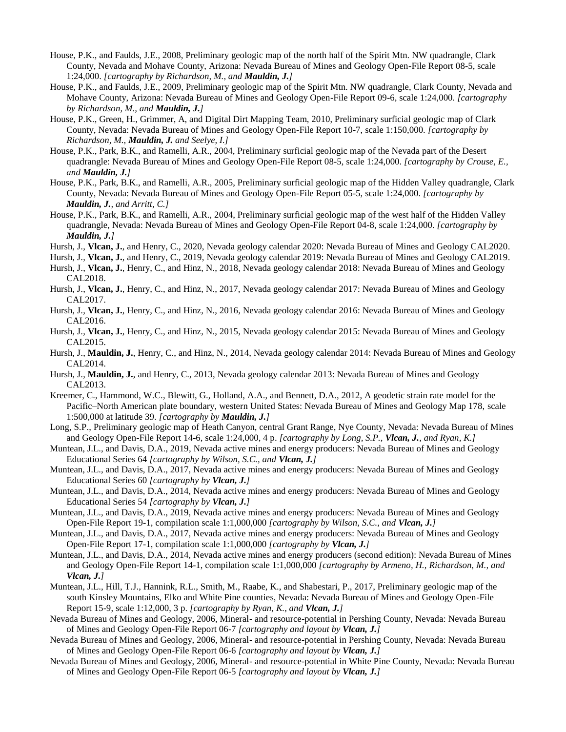House, P.K., and Faulds, J.E., 2008, Preliminary geologic map of the north half of the Spirit Mtn. NW quadrangle, Clark County, Nevada and Mohave County, Arizona: Nevada Bureau of Mines and Geology Open-File Report 08-5, scale 1:24,000. *[cartography by Richardson, M., and **Mauldin, J.**]*

House, P.K., and Faulds, J.E., 2009, Preliminary geologic map of the Spirit Mtn. NW quadrangle, Clark County, Nevada and Mohave County, Arizona: Nevada Bureau of Mines and Geology Open-File Report 09-6, scale 1:24,000. *[cartography by Richardson, M., and **Mauldin, J.**]*

House, P.K., Green, H., Grimmer, A, and Digital Dirt Mapping Team, 2010, Preliminary surficial geologic map of Clark County, Nevada: Nevada Bureau of Mines and Geology Open-File Report 10-7, scale 1:150,000. *[cartography by Richardson, M., **Mauldin, J.** and Seelye, I.]*

House, P.K., Park, B.K., and Ramelli, A.R., 2004, Preliminary surficial geologic map of the Nevada part of the Desert quadrangle: Nevada Bureau of Mines and Geology Open-File Report 08-5, scale 1:24,000. *[cartography by Crouse, E., and **Mauldin, J.**]*

House, P.K., Park, B.K., and Ramelli, A.R., 2005, Preliminary surficial geologic map of the Hidden Valley quadrangle, Clark County, Nevada: Nevada Bureau of Mines and Geology Open-File Report 05-5, scale 1:24,000. *[cartography by **Mauldin, J.**, and Arritt, C.]*

House, P.K., Park, B.K., and Ramelli, A.R., 2004, Preliminary surficial geologic map of the west half of the Hidden Valley quadrangle, Nevada: Nevada Bureau of Mines and Geology Open-File Report 04-8, scale 1:24,000. *[cartography by **Mauldin, J.**]*

Hursh, J., **Vlcan, J.**, and Henry, C., 2020, Nevada geology calendar 2020: Nevada Bureau of Mines and Geology CAL2020.

Hursh, J., **Vlcan, J.**, and Henry, C., 2019, Nevada geology calendar 2019: Nevada Bureau of Mines and Geology CAL2019.

Hursh, J., **Vlcan, J.**, Henry, C., and Hinz, N., 2018, Nevada geology calendar 2018: Nevada Bureau of Mines and Geology CAL2018.

Hursh, J., **Vlcan, J.**, Henry, C., and Hinz, N., 2017, Nevada geology calendar 2017: Nevada Bureau of Mines and Geology CAL2017.

Hursh, J., **Vlcan, J.**, Henry, C., and Hinz, N., 2016, Nevada geology calendar 2016: Nevada Bureau of Mines and Geology CAL2016.

Hursh, J., **Vlcan, J.**, Henry, C., and Hinz, N., 2015, Nevada geology calendar 2015: Nevada Bureau of Mines and Geology CAL2015.

Hursh, J., **Mauldin, J.**, Henry, C., and Hinz, N., 2014, Nevada geology calendar 2014: Nevada Bureau of Mines and Geology CAL2014.

Hursh, J., **Mauldin, J.**, and Henry, C., 2013, Nevada geology calendar 2013: Nevada Bureau of Mines and Geology CAL2013.

Kreemer, C., Hammond, W.C., Blewitt, G., Holland, A.A., and Bennett, D.A., 2012, A geodetic strain rate model for the Pacific–North American plate boundary, western United States: Nevada Bureau of Mines and Geology Map 178, scale 1:500,000 at latitude 39. *[cartography by **Mauldin, J.**]*

Long, S.P., Preliminary geologic map of Heath Canyon, central Grant Range, Nye County, Nevada: Nevada Bureau of Mines and Geology Open-File Report 14-6, scale 1:24,000, 4 p. *[cartography by Long, S.P., **Vlcan, J.**, and Ryan, K.]*

Muntean, J.L., and Davis, D.A., 2019, Nevada active mines and energy producers: Nevada Bureau of Mines and Geology Educational Series 64 *[cartography by Wilson, S.C., and **Vlcan, J.**]*

Muntean, J.L., and Davis, D.A., 2017, Nevada active mines and energy producers: Nevada Bureau of Mines and Geology Educational Series 60 *[cartography by **Vlcan, J.**]*

Muntean, J.L., and Davis, D.A., 2014, Nevada active mines and energy producers: Nevada Bureau of Mines and Geology Educational Series 54 *[cartography by **Vlcan, J.**]*

Muntean, J.L., and Davis, D.A., 2019, Nevada active mines and energy producers: Nevada Bureau of Mines and Geology Open-File Report 19-1, compilation scale 1:1,000,000 *[cartography by Wilson, S.C., and **Vlcan, J.**]*

Muntean, J.L., and Davis, D.A., 2017, Nevada active mines and energy producers: Nevada Bureau of Mines and Geology Open-File Report 17-1, compilation scale 1:1,000,000 *[cartography by **Vlcan, J.**]*

Muntean, J.L., and Davis, D.A., 2014, Nevada active mines and energy producers (second edition): Nevada Bureau of Mines and Geology Open-File Report 14-1, compilation scale 1:1,000,000 *[cartography by Armeno, H., Richardson, M., and **Vlcan, J.**]*

Muntean, J.L., Hill, T.J., Hannink, R.L., Smith, M., Raabe, K., and Shabestari, P., 2017, Preliminary geologic map of the south Kinsley Mountains, Elko and White Pine counties, Nevada: Nevada Bureau of Mines and Geology Open-File Report 15-9, scale 1:12,000, 3 p. *[cartography by Ryan, K., and **Vlcan, J.**]*

Nevada Bureau of Mines and Geology, 2006, Mineral- and resource-potential in Pershing County, Nevada: Nevada Bureau of Mines and Geology Open-File Report 06-7 *[cartography and layout by **Vlcan, J.**]*

Nevada Bureau of Mines and Geology, 2006, Mineral- and resource-potential in Pershing County, Nevada: Nevada Bureau of Mines and Geology Open-File Report 06-6 *[cartography and layout by **Vlcan, J.**]*

Nevada Bureau of Mines and Geology, 2006, Mineral- and resource-potential in White Pine County, Nevada: Nevada Bureau of Mines and Geology Open-File Report 06-5 *[cartography and layout by **Vlcan, J.**]*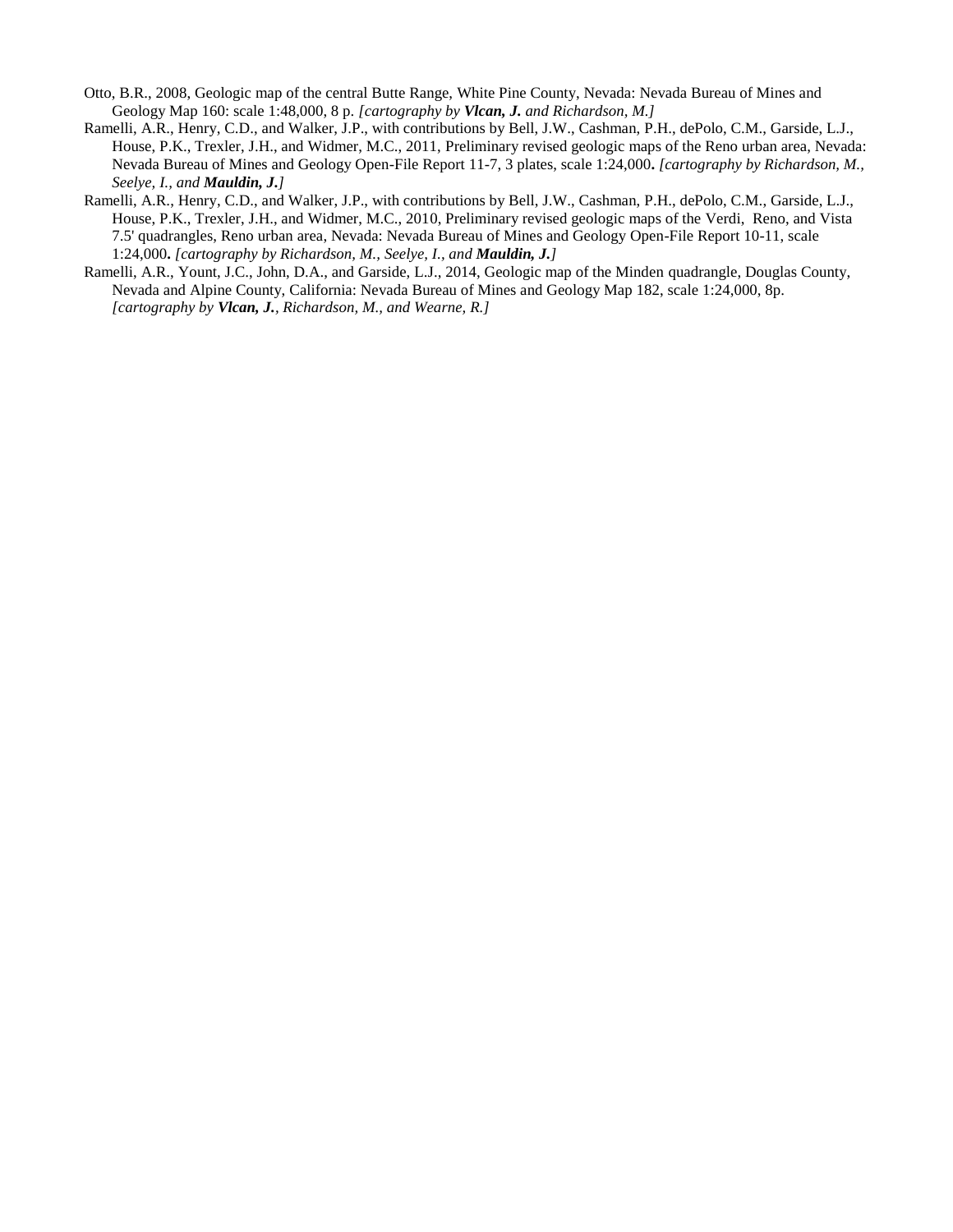Otto, B.R., 2008, Geologic map of the central Butte Range, White Pine County, Nevada: Nevada Bureau of Mines and Geology Map 160: scale 1:48,000, 8 p. *[cartography by **Vlcan, J.** and Richardson, M.]*

Ramelli, A.R., Henry, C.D., and Walker, J.P., with contributions by Bell, J.W., Cashman, P.H., dePolo, C.M., Garside, L.J., House, P.K., Trexler, J.H., and Widmer, M.C., 2011, Preliminary revised geologic maps of the Reno urban area, Nevada: Nevada Bureau of Mines and Geology Open-File Report 11-7, 3 plates, scale 1:24,000**.** *[cartography by Richardson, M., Seelye, I., and **Mauldin, J.**]*

Ramelli, A.R., Henry, C.D., and Walker, J.P., with contributions by Bell, J.W., Cashman, P.H., dePolo, C.M., Garside, L.J., House, P.K., Trexler, J.H., and Widmer, M.C., 2010, Preliminary revised geologic maps of the Verdi, Reno, and Vista 7.5' quadrangles, Reno urban area, Nevada: Nevada Bureau of Mines and Geology Open-File Report 10-11, scale 1:24,000**.** *[cartography by Richardson, M., Seelye, I., and **Mauldin, J.**]*

Ramelli, A.R., Yount, J.C., John, D.A., and Garside, L.J., 2014, Geologic map of the Minden quadrangle, Douglas County, Nevada and Alpine County, California: Nevada Bureau of Mines and Geology Map 182, scale 1:24,000, 8p. *[cartography by **Vlcan, J.**, Richardson, M., and Wearne, R.]*